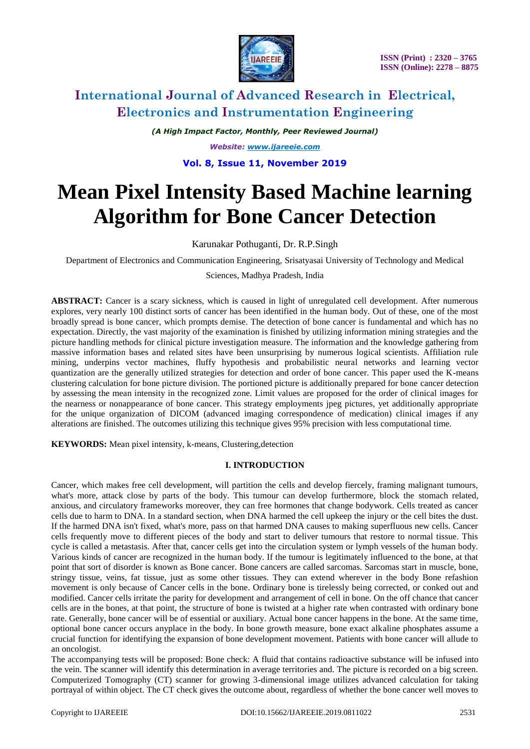# Mean Pixel Intensity Based Machine learning Algorithm for Bone Cancer Detection

Karunakar Pothuganti, Dr. R.P.Singh

Department of Electronics and Communication Engineering, Srisatyasai University of Technology and Medical Sciences, Madhya Pradesh, India

**ABSTRACT:** Cancer is a scary sickness, which is caused in light of unregulated cell development. After numerous explores, very nearly 100 distinct sorts of cancer has been identified in the human body. Out of these, one of the most broadly spread is bone cancer, which prompts demise. The detection of bone cancer is fundamental and which has no expectation. Directly, the vast majority of the examination is finished by utilizing information mining strategies and the picture handling methods for clinical picture investigation measure. The information and the knowledge gathering from massive information bases and related sites have been unsurprising by numerous logical scientists. Affiliation rule mining, underpins vector machines, fluffy hypothesis and probabilistic neural networks and learning vector quantization are the generally utilized strategies for detection and order of bone cancer. This paper used the K-means clustering calculation for bone picture division. The portioned picture is additionally prepared for bone cancer detection by assessing the mean intensity in the recognized zone. Limit values are proposed for the order of clinical images for the nearness or nonappearance of bone cancer. This strategy employments jpeg pictures, yet additionally appropriate for the unique organization of DICOM (advanced imaging correspondence of medication) clinical images if any alterations are finished. The outcomes utilizing this technique gives 95% precision with less computational time.

**KEYWORDS:** Mean pixel intensity, k-means, Clustering,detection

## I. INTRODUCTION

Cancer, which makes free cell development, will partition the cells and develop fiercely, framing malignant tumours, what's more, attack close by parts of the body. This tumour can develop furthermore, block the stomach related, anxious, and circulatory frameworks moreover, they can free hormones that change bodywork. Cells treated as cancer cells due to harm to DNA. In a standard section, when DNA harmed the cell upkeep the injury or the cell bites the dust. If the harmed DNA isn't fixed, what's more, pass on that harmed DNA causes to making superfluous new cells. Cancer cells frequently move to different pieces of the body and start to deliver tumours that restore to normal tissue. This cycle is called a metastasis. After that, cancer cells get into the circulation system or lymph vessels of the human body. Various kinds of cancer are recognized in the human body. If the tumour is legitimately influenced to the bone, at that point that sort of disorder is known as Bone cancer. Bone cancers are called sarcomas. Sarcomas start in muscle, bone, stringy tissue, veins, fat tissue, just as some other tissues. They can extend wherever in the body Bone refashion movement is only because of Cancer cells in the bone. Ordinary bone is tirelessly being corrected, or conked out and modified. Cancer cells irritate the parity for development and arrangement of cell in bone. On the off chance that cancer cells are in the bones, at that point, the structure of bone is twisted at a higher rate when contrasted with ordinary bone rate. Generally, bone cancer will be of essential or auxiliary. Actual bone cancer happens in the bone. At the same time, optional bone cancer occurs anyplace in the body. In bone growth measure, bone exact alkaline phosphates assume a crucial function for identifying the expansion of bone development movement. Patients with bone cancer will allude to an oncologist.

The accompanying tests will be proposed: Bone check: A fluid that contains radioactive substance will be infused into the vein. The scanner will identify this determination in average territories and. The picture is recorded on a big screen. Computerized Tomography (CT) scanner for growing 3-dimensional image utilizes advanced calculation for taking portrayal of within object. The CT check gives the outcome about, regardless of whether the bone cancer well moves to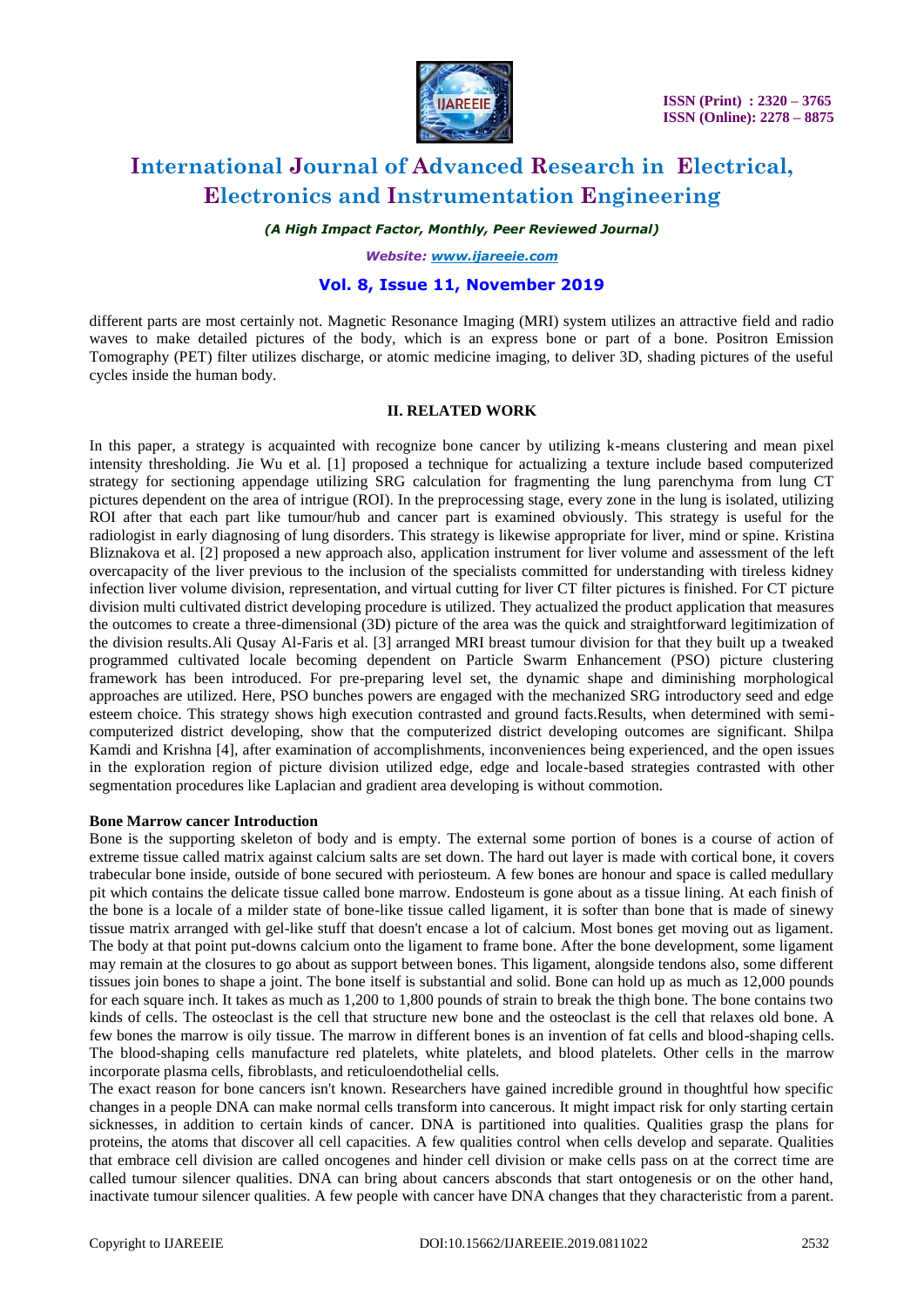different parts are most certainly not. Magnetic Resonance Imaging (MRI) system utilizes an attractive field and radio waves to make detailed pictures of the body, which is an express bone or part of a bone. Positron Emission Tomography (PET) filter utilizes discharge, or atomic medicine imaging, to deliver 3D, shading pictures of the useful cycles inside the human body.

## II. RELATED WORK

In this paper, a strategy is acquainted with recognize bone cancer by utilizing k-means clustering and mean pixel intensity thresholding. Jie Wu et al. [1] proposed a technique for actualizing a texture include based computerized strategy for sectioning appendage utilizing SRG calculation for fragmenting the lung parenchyma from lung CT pictures dependent on the area of intrigue (ROI). In the preprocessing stage, every zone in the lung is isolated, utilizing ROI after that each part like tumour/hub and cancer part is examined obviously. This strategy is useful for the radiologist in early diagnosing of lung disorders. This strategy is likewise appropriate for liver, mind or spine. Kristina Bliznakova et al. [2] proposed a new approach also, application instrument for liver volume and assessment of the left overcapacity of the liver previous to the inclusion of the specialists committed for understanding with tireless kidney infection liver volume division, representation, and virtual cutting for liver CT filter pictures is finished. For CT picture division multi cultivated district developing procedure is utilized. They actualized the product application that measures the outcomes to create a three-dimensional (3D) picture of the area was the quick and straightforward legitimization of the division results.Ali Qusay Al-Faris et al. [3] arranged MRI breast tumour division for that they built up a tweaked programmed cultivated locale becoming dependent on Particle Swarm Enhancement (PSO) picture clustering framework has been introduced. For pre-preparing level set, the dynamic shape and diminishing morphological approaches are utilized. Here, PSO bunches powers are engaged with the mechanized SRG introductory seed and edge esteem choice. This strategy shows high execution contrasted and ground facts.Results, when determined with semi-computerized district developing, show that the computerized district developing outcomes are significant. Shilpa Kamdi and Krishna [4], after examination of accomplishments, inconveniences being experienced, and the open issues in the exploration region of picture division utilized edge, edge and locale-based strategies contrasted with other segmentation procedures like Laplacian and gradient area developing is without commotion.

**Bone Marrow cancer Introduction**

Bone is the supporting skeleton of body and is empty. The external some portion of bones is a course of action of extreme tissue called matrix against calcium salts are set down. The hard out layer is made with cortical bone, it covers trabecular bone inside, outside of bone secured with periosteum. A few bones are honour and space is called medullary pit which contains the delicate tissue called bone marrow. Endosteum is gone about as a tissue lining. At each finish of the bone is a locale of a milder state of bone-like tissue called ligament, it is softer than bone that is made of sinewy tissue matrix arranged with gel-like stuff that doesn't encase a lot of calcium. Most bones get moving out as ligament. The body at that point put-downs calcium onto the ligament to frame bone. After the bone development, some ligament may remain at the closures to go about as support between bones. This ligament, alongside tendons also, some different tissues join bones to shape a joint. The bone itself is substantial and solid. Bone can hold up as much as 12,000 pounds for each square inch. It takes as much as 1,200 to 1,800 pounds of strain to break the thigh bone. The bone contains two kinds of cells. The osteoclast is the cell that structure new bone and the osteoclast is the cell that relaxes old bone. A few bones the marrow is oily tissue. The marrow in different bones is an invention of fat cells and blood-shaping cells. The blood-shaping cells manufacture red platelets, white platelets, and blood platelets. Other cells in the marrow incorporate plasma cells, fibroblasts, and reticuloendothelial cells.

The exact reason for bone cancers isn't known. Researchers have gained incredible ground in thoughtful how specific changes in a people DNA can make normal cells transform into cancerous. It might impact risk for only starting certain sicknesses, in addition to certain kinds of cancer. DNA is partitioned into qualities. Qualities grasp the plans for proteins, the atoms that discover all cell capacities. A few qualities control when cells develop and separate. Qualities that embrace cell division are called oncogenes and hinder cell division or make cells pass on at the correct time are called tumour silencer qualities. DNA can bring about cancers absconds that start ontogenesis or on the other hand, inactivate tumour silencer qualities. A few people with cancer have DNA changes that they characteristic from a parent.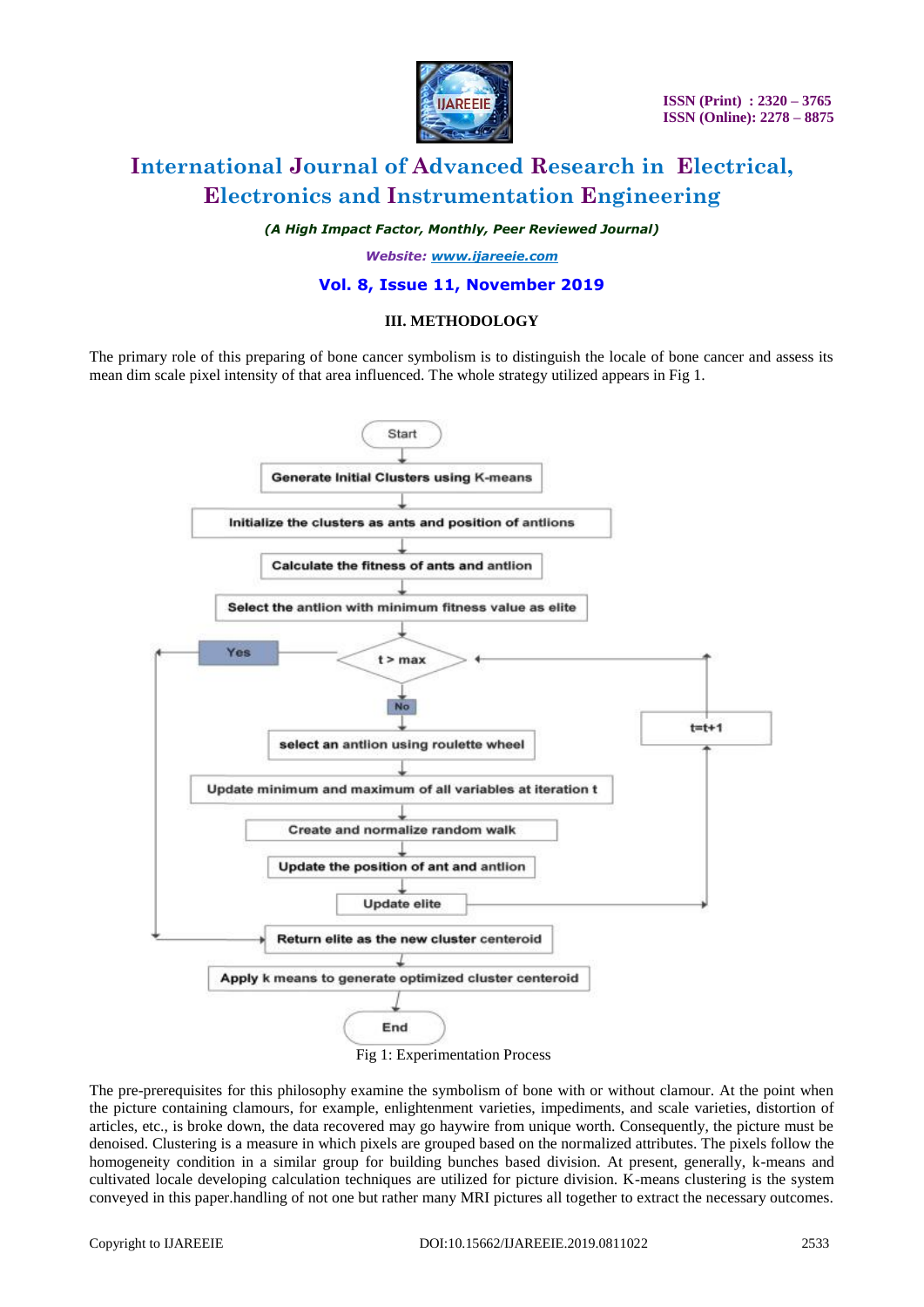### III. METHODOLOGY

The primary role of this preparing of bone cancer symbolism is to distinguish the locale of bone cancer and assess its mean dim scale pixel intensity of that area influenced. The whole strategy utilized appears in Fig 1.

```
Start
  ↓
Generate Initial Clusters using K-means
  ↓
Initialize the clusters as ants and position of antlions
  ↓
Calculate the fitness of ants and antlion
  ↓
Select the antlion with minimum fitness value as elite
  ↓
t > max  ── Yes ──→ Return elite as the new cluster centeroid
  ↓ No
select an antlion using roulette wheel
  ↓
Update minimum and maximum of all variables at iteration t
  ↓
Create and normalize random walk
  ↓
Update the position of ant and antlion
  ↓
Update elite ──→ t=t+1 ──→ (back to t > max)

Return elite as the new cluster centeroid
  ↓
Apply k means to generate optimized cluster centeroid
  ↓
End
```

Fig 1: Experimentation Process

The pre-prerequisites for this philosophy examine the symbolism of bone with or without clamour. At the point when the picture containing clamours, for example, enlightenment varieties, impediments, and scale varieties, distortion of articles, etc., is broke down, the data recovered may go haywire from unique worth. Consequently, the picture must be denoised. Clustering is a measure in which pixels are grouped based on the normalized attributes. The pixels follow the homogeneity condition in a similar group for building bunches based division. At present, generally, k-means and cultivated locale developing calculation techniques are utilized for picture division. K-means clustering is the system conveyed in this paper.handling of not one but rather many MRI pictures all together to extract the necessary outcomes.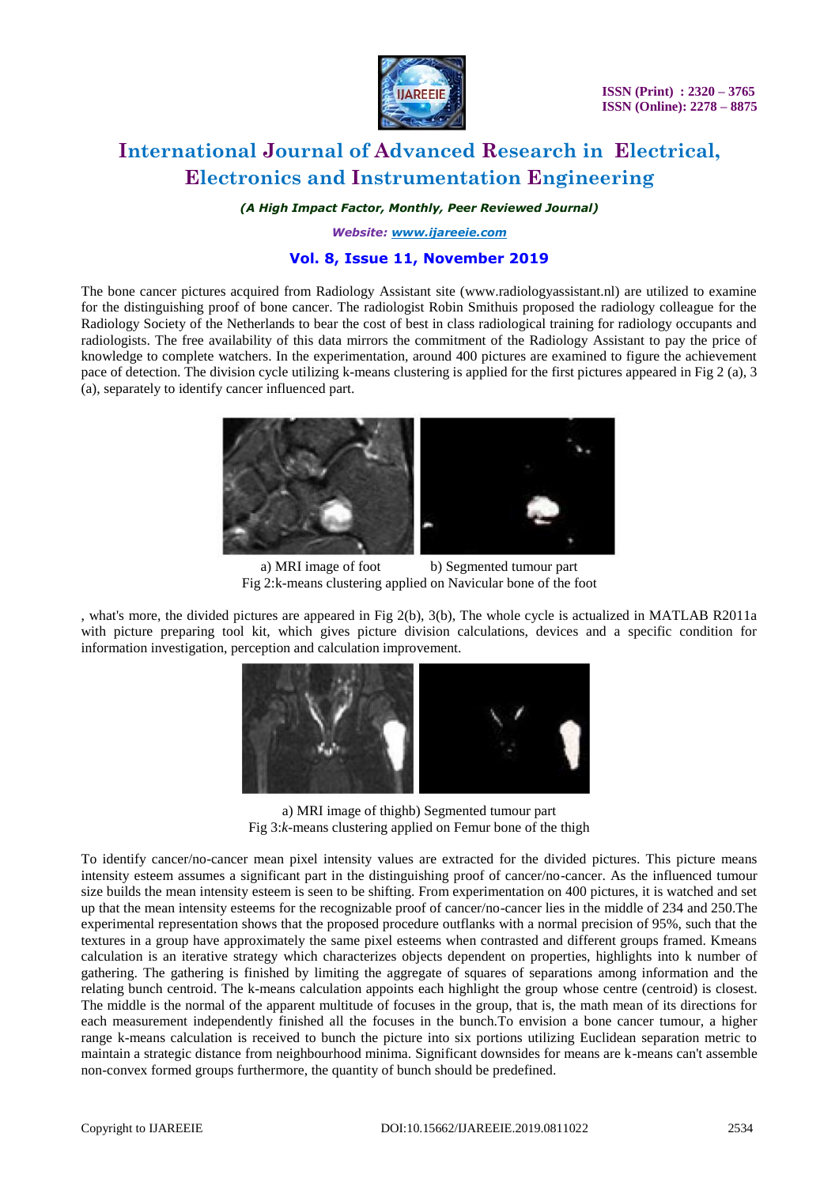The bone cancer pictures acquired from Radiology Assistant site (www.radiologyassistant.nl) are utilized to examine for the distinguishing proof of bone cancer. The radiologist Robin Smithuis proposed the radiology colleague for the Radiology Society of the Netherlands to bear the cost of best in class radiological training for radiology occupants and radiologists. The free availability of this data mirrors the commitment of the Radiology Assistant to pay the price of knowledge to complete watchers. In the experimentation, around 400 pictures are examined to figure the achievement pace of detection. The division cycle utilizing k-means clustering is applied for the first pictures appeared in Fig 2 (a), 3 (a), separately to identify cancer influenced part.

a) MRI image of foot b) Segmented tumour part

Fig 2:k-means clustering applied on Navicular bone of the foot

, what's more, the divided pictures are appeared in Fig 2(b), 3(b), The whole cycle is actualized in MATLAB R2011a with picture preparing tool kit, which gives picture division calculations, devices and a specific condition for information investigation, perception and calculation improvement.

a) MRI image of thighb) Segmented tumour part

Fig 3:*k*-means clustering applied on Femur bone of the thigh

To identify cancer/no-cancer mean pixel intensity values are extracted for the divided pictures. This picture means intensity esteem assumes a significant part in the distinguishing proof of cancer/no-cancer. As the influenced tumour size builds the mean intensity esteem is seen to be shifting. From experimentation on 400 pictures, it is watched and set up that the mean intensity esteems for the recognizable proof of cancer/no-cancer lies in the middle of 234 and 250.The experimental representation shows that the proposed procedure outflanks with a normal precision of 95%, such that the textures in a group have approximately the same pixel esteems when contrasted and different groups framed. Kmeans calculation is an iterative strategy which characterizes objects dependent on properties, highlights into k number of gathering. The gathering is finished by limiting the aggregate of squares of separations among information and the relating bunch centroid. The k-means calculation appoints each highlight the group whose centre (centroid) is closest. The middle is the normal of the apparent multitude of focuses in the group, that is, the math mean of its directions for each measurement independently finished all the focuses in the bunch.To envision a bone cancer tumour, a higher range k-means calculation is received to bunch the picture into six portions utilizing Euclidean separation metric to maintain a strategic distance from neighbourhood minima. Significant downsides for means are k-means can't assemble non-convex formed groups furthermore, the quantity of bunch should be predefined.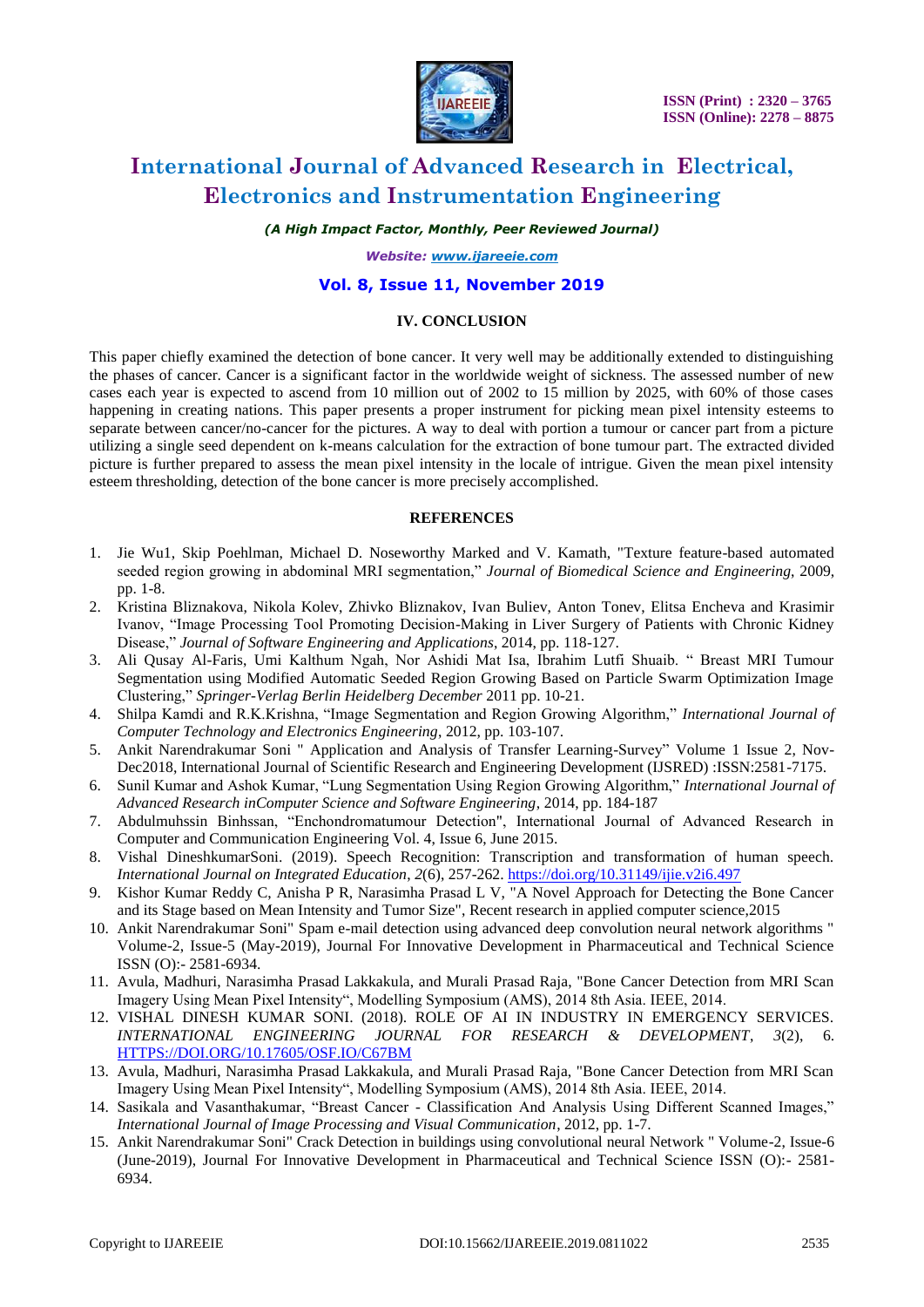## IV. CONCLUSION

This paper chiefly examined the detection of bone cancer. It very well may be additionally extended to distinguishing the phases of cancer. Cancer is a significant factor in the worldwide weight of sickness. The assessed number of new cases each year is expected to ascend from 10 million out of 2002 to 15 million by 2025, with 60% of those cases happening in creating nations. This paper presents a proper instrument for picking mean pixel intensity esteems to separate between cancer/no-cancer for the pictures. A way to deal with portion a tumour or cancer part from a picture utilizing a single seed dependent on k-means calculation for the extraction of bone tumour part. The extracted divided picture is further prepared to assess the mean pixel intensity in the locale of intrigue. Given the mean pixel intensity esteem thresholding, detection of the bone cancer is more precisely accomplished.

## REFERENCES

1. Jie Wu1, Skip Poehlman, Michael D. Noseworthy Marked and V. Kamath, "Texture feature-based automated seeded region growing in abdominal MRI segmentation," *Journal of Biomedical Science and Engineering*, 2009, pp. 1-8.
2. Kristina Bliznakova, Nikola Kolev, Zhivko Bliznakov, Ivan Buliev, Anton Tonev, Elitsa Encheva and Krasimir Ivanov, "Image Processing Tool Promoting Decision-Making in Liver Surgery of Patients with Chronic Kidney Disease," *Journal of Software Engineering and Applications*, 2014, pp. 118-127.
3. Ali Qusay Al-Faris, Umi Kalthum Ngah, Nor Ashidi Mat Isa, Ibrahim Lutfi Shuaib. " Breast MRI Tumour Segmentation using Modified Automatic Seeded Region Growing Based on Particle Swarm Optimization Image Clustering," *Springer-Verlag Berlin Heidelberg December* 2011 pp. 10-21.
4. Shilpa Kamdi and R.K.Krishna, "Image Segmentation and Region Growing Algorithm," *International Journal of Computer Technology and Electronics Engineering*, 2012, pp. 103-107.
5. Ankit Narendrakumar Soni " Application and Analysis of Transfer Learning-Survey" Volume 1 Issue 2, Nov-Dec2018, International Journal of Scientific Research and Engineering Development (IJSRED) :ISSN:2581-7175.
6. Sunil Kumar and Ashok Kumar, "Lung Segmentation Using Region Growing Algorithm," *International Journal of Advanced Research inComputer Science and Software Engineering*, 2014, pp. 184-187
7. Abdulmuhssin Binhssan, "Enchondromatumour Detection", International Journal of Advanced Research in Computer and Communication Engineering Vol. 4, Issue 6, June 2015.
8. Vishal DineshkumarSoni. (2019). Speech Recognition: Transcription and transformation of human speech. *International Journal on Integrated Education*, *2*(6), 257-262. https://doi.org/10.31149/ijie.v2i6.497
9. Kishor Kumar Reddy C, Anisha P R, Narasimha Prasad L V, "A Novel Approach for Detecting the Bone Cancer and its Stage based on Mean Intensity and Tumor Size", Recent research in applied computer science,2015
10. Ankit Narendrakumar Soni" Spam e-mail detection using advanced deep convolution neural network algorithms " Volume-2, Issue-5 (May-2019), Journal For Innovative Development in Pharmaceutical and Technical Science ISSN (O):- 2581-6934.
11. Avula, Madhuri, Narasimha Prasad Lakkakula, and Murali Prasad Raja, "Bone Cancer Detection from MRI Scan Imagery Using Mean Pixel Intensity", Modelling Symposium (AMS), 2014 8th Asia. IEEE, 2014.
12. VISHAL DINESH KUMAR SONI. (2018). ROLE OF AI IN INDUSTRY IN EMERGENCY SERVICES. *INTERNATIONAL ENGINEERING JOURNAL FOR RESEARCH & DEVELOPMENT*, *3*(2), 6. HTTPS://DOI.ORG/10.17605/OSF.IO/C67BM
13. Avula, Madhuri, Narasimha Prasad Lakkakula, and Murali Prasad Raja, "Bone Cancer Detection from MRI Scan Imagery Using Mean Pixel Intensity", Modelling Symposium (AMS), 2014 8th Asia. IEEE, 2014.
14. Sasikala and Vasanthakumar, "Breast Cancer - Classification And Analysis Using Different Scanned Images," *International Journal of Image Processing and Visual Communication*, 2012, pp. 1-7.
15. Ankit Narendrakumar Soni" Crack Detection in buildings using convolutional neural Network " Volume-2, Issue-6 (June-2019), Journal For Innovative Development in Pharmaceutical and Technical Science ISSN (O):- 2581-6934.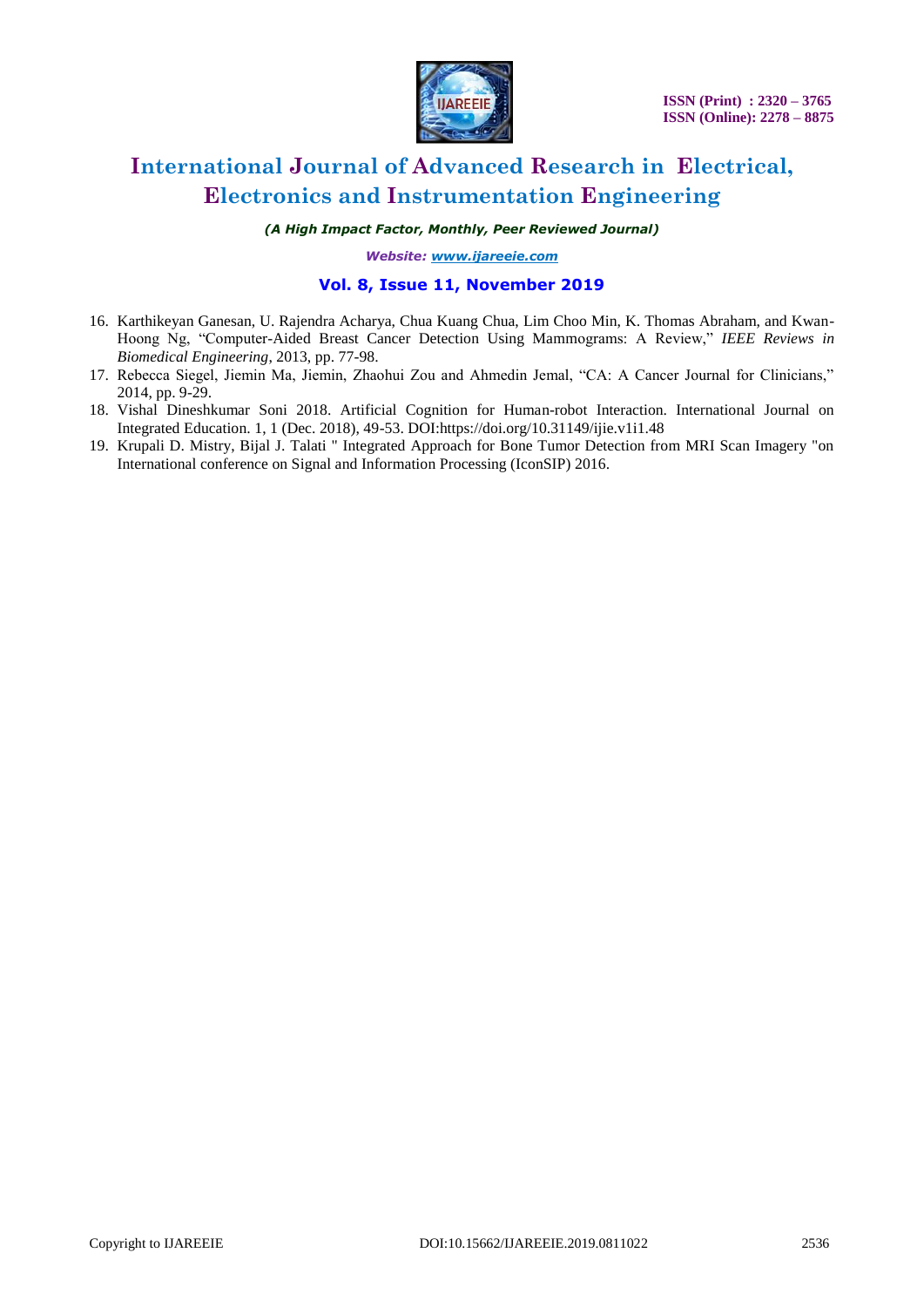16. Karthikeyan Ganesan, U. Rajendra Acharya, Chua Kuang Chua, Lim Choo Min, K. Thomas Abraham, and Kwan-Hoong Ng, "Computer-Aided Breast Cancer Detection Using Mammograms: A Review," *IEEE Reviews in Biomedical Engineering*, 2013, pp. 77-98.
17. Rebecca Siegel, Jiemin Ma, Jiemin, Zhaohui Zou and Ahmedin Jemal, "CA: A Cancer Journal for Clinicians," 2014, pp. 9-29.
18. Vishal Dineshkumar Soni 2018. Artificial Cognition for Human-robot Interaction. International Journal on Integrated Education. 1, 1 (Dec. 2018), 49-53. DOI:https://doi.org/10.31149/ijie.v1i1.48
19. Krupali D. Mistry, Bijal J. Talati " Integrated Approach for Bone Tumor Detection from MRI Scan Imagery "on International conference on Signal and Information Processing (IconSIP) 2016.